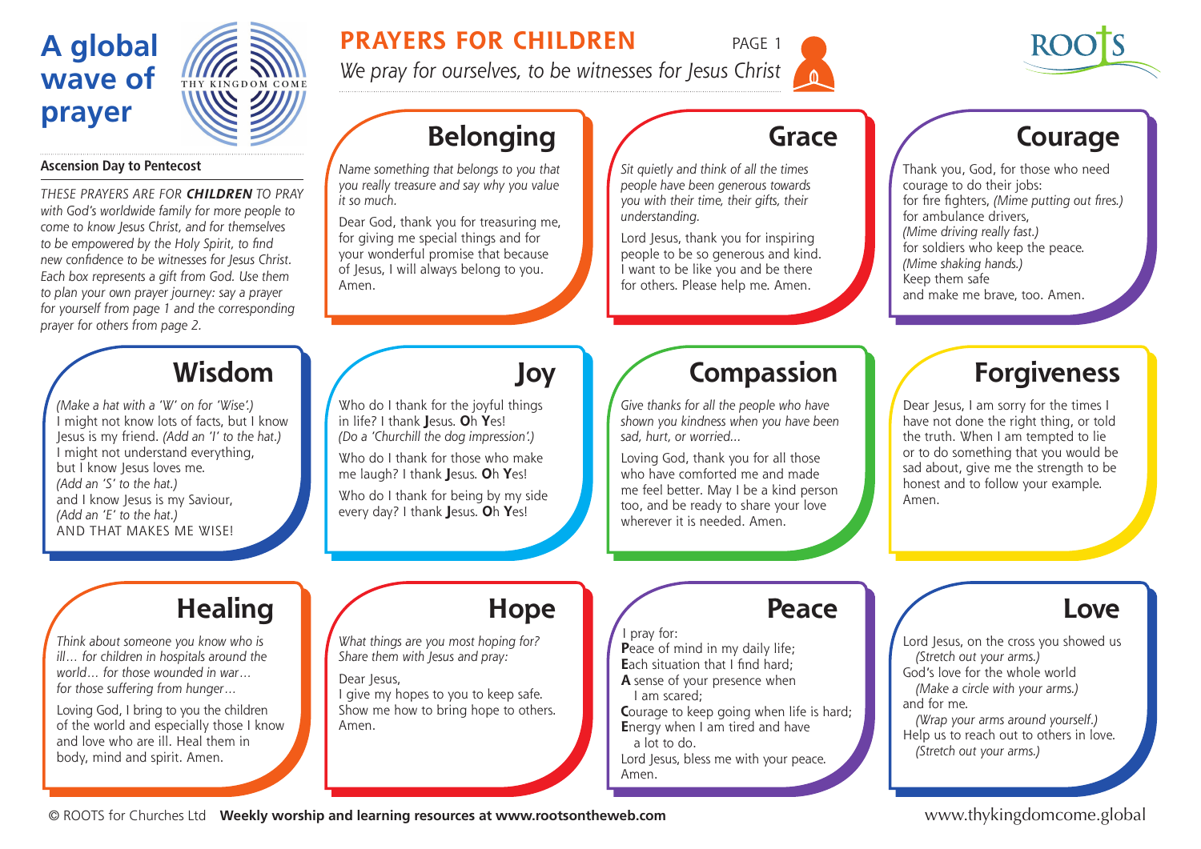# A global wave of prayer

THY KINGDOM COME

**Ascension Day to Pentecost**

*THESE PRAYERS ARE FOR* ***CHILDREN*** *TO PRAY with God's worldwide family for more people to come to know Jesus Christ, and for themselves to be empowered by the Holy Spirit, to find new confidence to be witnesses for Jesus Christ. Each box represents a gift from God. Use them to plan your own prayer journey: say a prayer for yourself from page 1 and the corresponding prayer for others from page 2.*

## PRAYERS FOR CHILDREN

PAGE 1

*We pray for ourselves, to be witnesses for Jesus Christ*

ROOTS

### Belonging

*Name something that belongs to you that you really treasure and say why you value it so much.*

Dear God, thank you for treasuring me, for giving me special things and for your wonderful promise that because of Jesus, I will always belong to you. Amen.

### Grace

*Sit quietly and think of all the times people have been generous towards you with their time, their gifts, their understanding.*

Lord Jesus, thank you for inspiring people to be so generous and kind. I want to be like you and be there for others. Please help me. Amen.

### Courage

Thank you, God, for those who need courage to do their jobs:
for fire fighters, *(Mime putting out fires.)*
for ambulance drivers,
*(Mime driving really fast.)*
for soldiers who keep the peace.
*(Mime shaking hands.)*
Keep them safe
and make me brave, too. Amen.

### Wisdom

*(Make a hat with a 'W' on for 'Wise'.)*
I might not know lots of facts, but I know Jesus is my friend. *(Add an 'I' to the hat.)*
I might not understand everything,
but I know Jesus loves me.
*(Add an 'S' to the hat.)*
and I know Jesus is my Saviour,
*(Add an 'E' to the hat.)*
AND THAT MAKES ME WISE!

### Joy

Who do I thank for the joyful things in life? I thank **J**esus. **O**h **Y**es!
*(Do a 'Churchill the dog impression'.)*

Who do I thank for those who make me laugh? I thank **J**esus. **O**h **Y**es!

Who do I thank for being by my side every day? I thank **J**esus. **O**h **Y**es!

### Compassion

*Give thanks for all the people who have shown you kindness when you have been sad, hurt, or worried...*

Loving God, thank you for all those who have comforted me and made me feel better. May I be a kind person too, and be ready to share your love wherever it is needed. Amen.

### Forgiveness

Dear Jesus, I am sorry for the times I have not done the right thing, or told the truth. When I am tempted to lie or to do something that you would be sad about, give me the strength to be honest and to follow your example. Amen.

### Healing

*Think about someone you know who is ill… for children in hospitals around the world… for those wounded in war… for those suffering from hunger…*

Loving God, I bring to you the children of the world and especially those I know and love who are ill. Heal them in body, mind and spirit. Amen.

### Hope

*What things are you most hoping for? Share them with Jesus and pray:*

Dear Jesus,
I give my hopes to you to keep safe.
Show me how to bring hope to others.
Amen.

### Peace

I pray for:
**P**eace of mind in my daily life;
**E**ach situation that I find hard;
**A** sense of your presence when I am scared;
**C**ourage to keep going when life is hard;
**E**nergy when I am tired and have a lot to do.
Lord Jesus, bless me with your peace.
Amen.

### Love

Lord Jesus, on the cross you showed us
*(Stretch out your arms.)*
God's love for the whole world
*(Make a circle with your arms.)*
and for me.
*(Wrap your arms around yourself.)*
Help us to reach out to others in love.
*(Stretch out your arms.)*

© ROOTS for Churches Ltd **Weekly worship and learning resources at www.rootsontheweb.com**

www.thykingdomcome.global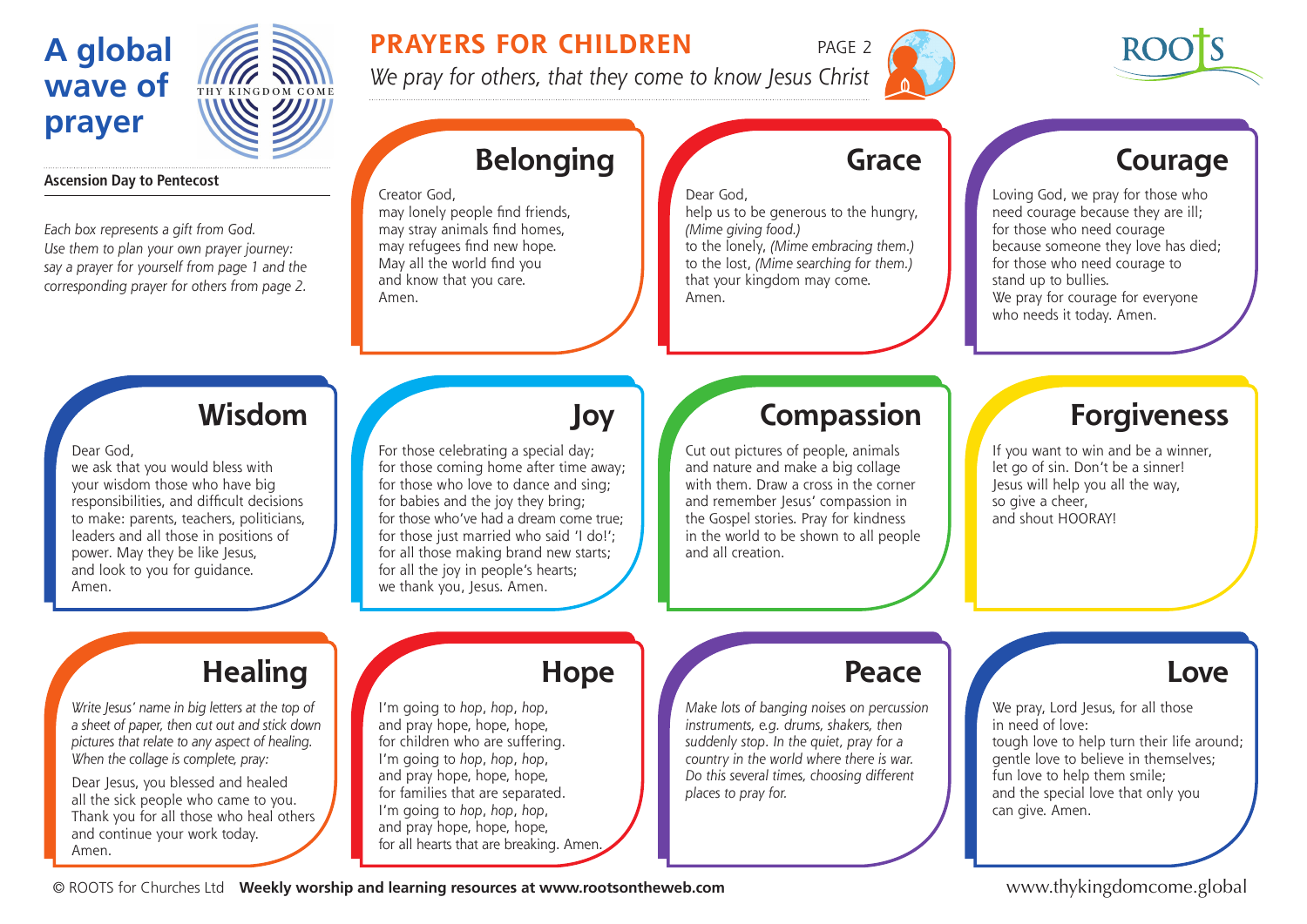# A global wave of prayer

THY KINGDOM COME

**Ascension Day to Pentecost**

*Each box represents a gift from God. Use them to plan your own prayer journey: say a prayer for yourself from page 1 and the corresponding prayer for others from page 2.*

## PRAYERS FOR CHILDREN

PAGE 2

*We pray for others, that they come to know Jesus Christ*

ROOTS

### Belonging

Creator God,
may lonely people find friends,
may stray animals find homes,
may refugees find new hope.
May all the world find you
and know that you care.
Amen.

### Grace

Dear God,
help us to be generous to the hungry, *(Mime giving food.)*
to the lonely, *(Mime embracing them.)*
to the lost, *(Mime searching for them.)*
that your kingdom may come.
Amen.

### Courage

Loving God, we pray for those who need courage because they are ill;
for those who need courage because someone they love has died;
for those who need courage to stand up to bullies.
We pray for courage for everyone who needs it today. Amen.

### Wisdom

Dear God,
we ask that you would bless with your wisdom those who have big responsibilities, and difficult decisions to make: parents, teachers, politicians, leaders and all those in positions of power. May they be like Jesus, and look to you for guidance.
Amen.

### Joy

For those celebrating a special day;
for those coming home after time away;
for those who love to dance and sing;
for babies and the joy they bring;
for those who've had a dream come true;
for those just married who said 'I do!';
for all those making brand new starts;
for all the joy in people's hearts;
we thank you, Jesus. Amen.

### Compassion

Cut out pictures of people, animals and nature and make a big collage with them. Draw a cross in the corner and remember Jesus' compassion in the Gospel stories. Pray for kindness in the world to be shown to all people and all creation.

### Forgiveness

If you want to win and be a winner,
let go of sin. Don't be a sinner!
Jesus will help you all the way,
so give a cheer,
and shout HOORAY!

### Healing

*Write Jesus' name in big letters at the top of a sheet of paper, then cut out and stick down pictures that relate to any aspect of healing. When the collage is complete, pray:*

Dear Jesus, you blessed and healed all the sick people who came to you.
Thank you for all those who heal others and continue your work today.
Amen.

### Hope

I'm going to *hop*, *hop*, *hop*,
and pray hope, hope, hope,
for children who are suffering.
I'm going to *hop*, *hop*, *hop*,
and pray hope, hope, hope,
for families that are separated.
I'm going to *hop*, *hop*, *hop*,
and pray hope, hope, hope,
for all hearts that are breaking. Amen.

### Peace

*Make lots of banging noises on percussion instruments, e.g. drums, shakers, then suddenly stop. In the quiet, pray for a country in the world where there is war. Do this several times, choosing different places to pray for.*

### Love

We pray, Lord Jesus, for all those in need of love:
tough love to help turn their life around;
gentle love to believe in themselves;
fun love to help them smile;
and the special love that only you can give. Amen.

© ROOTS for Churches Ltd **Weekly worship and learning resources at www.rootsontheweb.com**

www.thykingdomcome.global